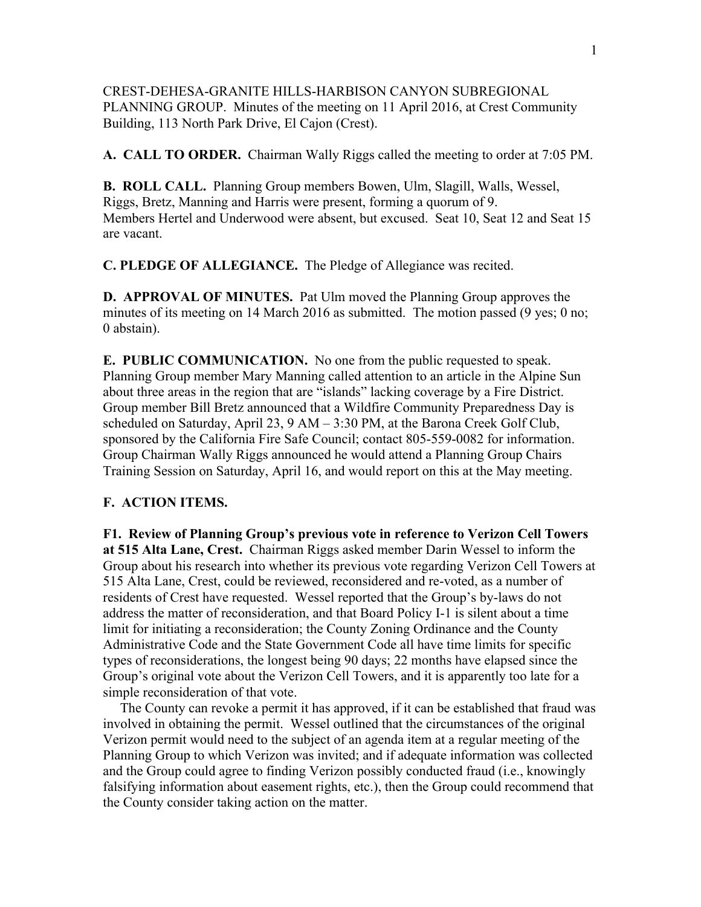CREST-DEHESA-GRANITE HILLS-HARBISON CANYON SUBREGIONAL PLANNING GROUP. Minutes of the meeting on 11 April 2016, at Crest Community Building, 113 North Park Drive, El Cajon (Crest).

**A. CALL TO ORDER.** Chairman Wally Riggs called the meeting to order at 7:05 PM.

**B. ROLL CALL.** Planning Group members Bowen, Ulm, Slagill, Walls, Wessel, Riggs, Bretz, Manning and Harris were present, forming a quorum of 9. Members Hertel and Underwood were absent, but excused. Seat 10, Seat 12 and Seat 15 are vacant.

**C. PLEDGE OF ALLEGIANCE.** The Pledge of Allegiance was recited.

**D. APPROVAL OF MINUTES.** Pat Ulm moved the Planning Group approves the minutes of its meeting on 14 March 2016 as submitted. The motion passed (9 yes; 0 no; 0 abstain).

**E. PUBLIC COMMUNICATION.** No one from the public requested to speak. Planning Group member Mary Manning called attention to an article in the Alpine Sun about three areas in the region that are "islands" lacking coverage by a Fire District. Group member Bill Bretz announced that a Wildfire Community Preparedness Day is scheduled on Saturday, April 23, 9 AM – 3:30 PM, at the Barona Creek Golf Club, sponsored by the California Fire Safe Council; contact 805-559-0082 for information. Group Chairman Wally Riggs announced he would attend a Planning Group Chairs Training Session on Saturday, April 16, and would report on this at the May meeting.

**F. ACTION ITEMS.**

**F1. Review of Planning Group's previous vote in reference to Verizon Cell Towers at 515 Alta Lane, Crest.** Chairman Riggs asked member Darin Wessel to inform the Group about his research into whether its previous vote regarding Verizon Cell Towers at 515 Alta Lane, Crest, could be reviewed, reconsidered and re-voted, as a number of residents of Crest have requested. Wessel reported that the Group's by-laws do not address the matter of reconsideration, and that Board Policy I-1 is silent about a time limit for initiating a reconsideration; the County Zoning Ordinance and the County Administrative Code and the State Government Code all have time limits for specific types of reconsiderations, the longest being 90 days; 22 months have elapsed since the Group's original vote about the Verizon Cell Towers, and it is apparently too late for a simple reconsideration of that vote.

The County can revoke a permit it has approved, if it can be established that fraud was involved in obtaining the permit. Wessel outlined that the circumstances of the original Verizon permit would need to the subject of an agenda item at a regular meeting of the Planning Group to which Verizon was invited; and if adequate information was collected and the Group could agree to finding Verizon possibly conducted fraud (i.e., knowingly falsifying information about easement rights, etc.), then the Group could recommend that the County consider taking action on the matter.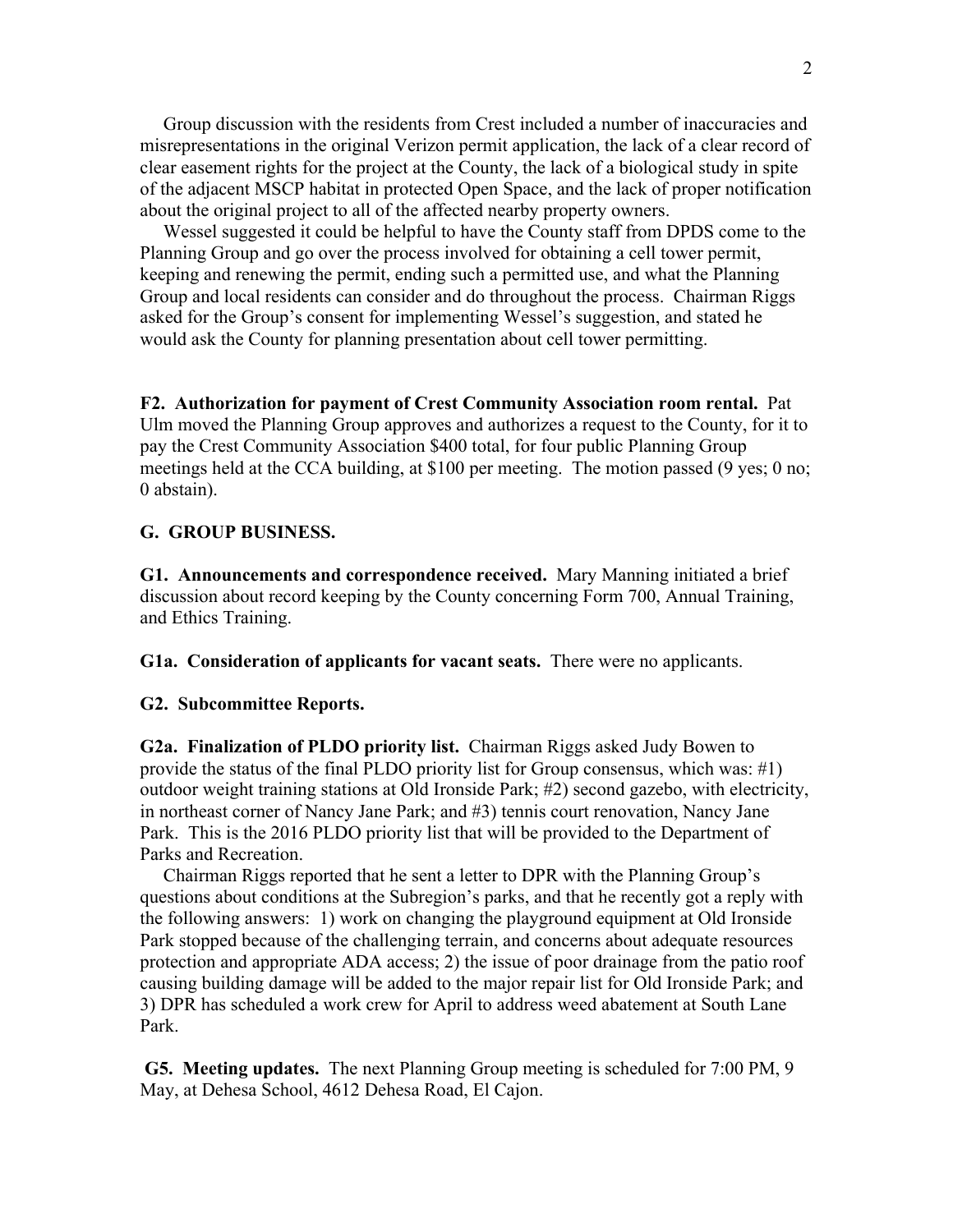Group discussion with the residents from Crest included a number of inaccuracies and misrepresentations in the original Verizon permit application, the lack of a clear record of clear easement rights for the project at the County, the lack of a biological study in spite of the adjacent MSCP habitat in protected Open Space, and the lack of proper notification about the original project to all of the affected nearby property owners.

Wessel suggested it could be helpful to have the County staff from DPDS come to the Planning Group and go over the process involved for obtaining a cell tower permit, keeping and renewing the permit, ending such a permitted use, and what the Planning Group and local residents can consider and do throughout the process. Chairman Riggs asked for the Group's consent for implementing Wessel's suggestion, and stated he would ask the County for planning presentation about cell tower permitting.

**F2. Authorization for payment of Crest Community Association room rental.** Pat Ulm moved the Planning Group approves and authorizes a request to the County, for it to pay the Crest Community Association $400 total, for four public Planning Group meetings held at the CCA building, at $100 per meeting. The motion passed (9 yes; 0 no; 0 abstain).

**G. GROUP BUSINESS.**

**G1. Announcements and correspondence received.** Mary Manning initiated a brief discussion about record keeping by the County concerning Form 700, Annual Training, and Ethics Training.

**G1a. Consideration of applicants for vacant seats.** There were no applicants.

**G2. Subcommittee Reports.**

**G2a. Finalization of PLDO priority list.** Chairman Riggs asked Judy Bowen to provide the status of the final PLDO priority list for Group consensus, which was: #1) outdoor weight training stations at Old Ironside Park; #2) second gazebo, with electricity, in northeast corner of Nancy Jane Park; and #3) tennis court renovation, Nancy Jane Park. This is the 2016 PLDO priority list that will be provided to the Department of Parks and Recreation.

Chairman Riggs reported that he sent a letter to DPR with the Planning Group's questions about conditions at the Subregion's parks, and that he recently got a reply with the following answers: 1) work on changing the playground equipment at Old Ironside Park stopped because of the challenging terrain, and concerns about adequate resources protection and appropriate ADA access; 2) the issue of poor drainage from the patio roof causing building damage will be added to the major repair list for Old Ironside Park; and 3) DPR has scheduled a work crew for April to address weed abatement at South Lane Park.

**G5. Meeting updates.** The next Planning Group meeting is scheduled for 7:00 PM, 9 May, at Dehesa School, 4612 Dehesa Road, El Cajon.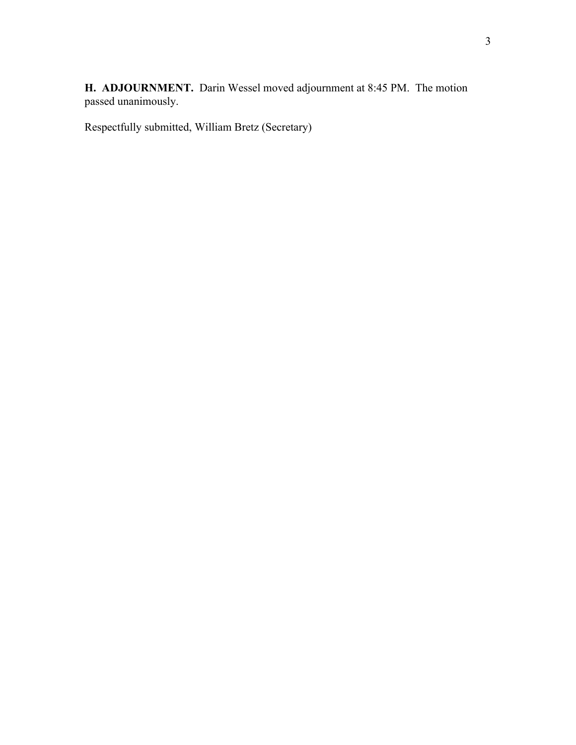**H. ADJOURNMENT.** Darin Wessel moved adjournment at 8:45 PM. The motion passed unanimously.

Respectfully submitted, William Bretz (Secretary)